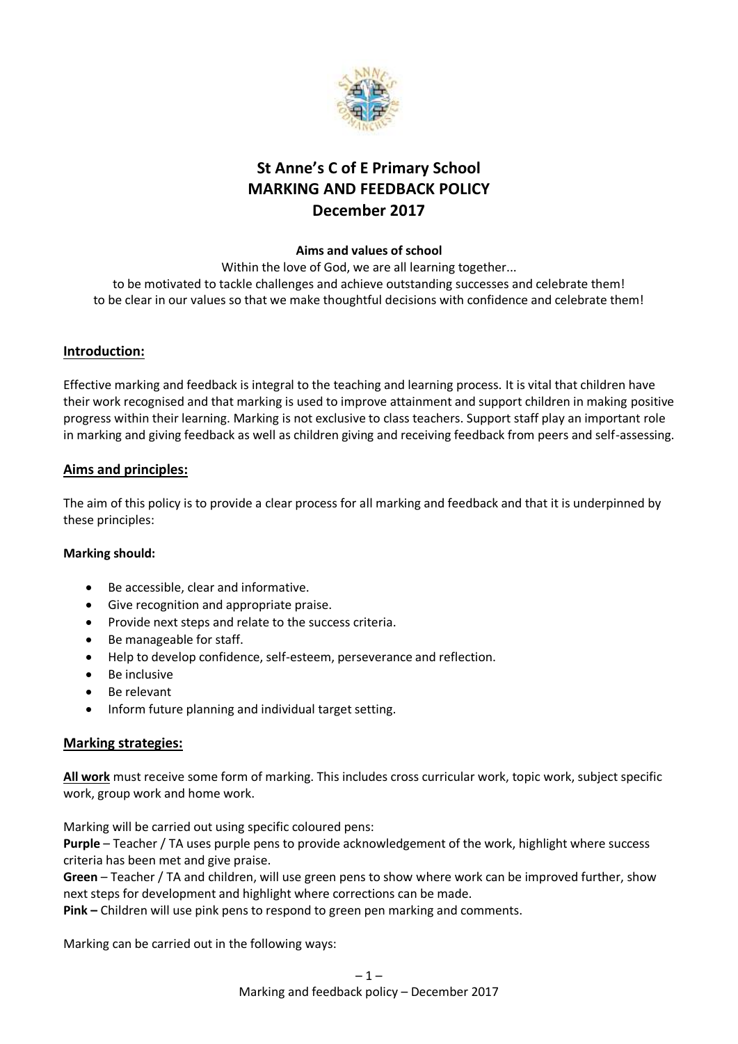# St Anne's C of E Primary School
# MARKING AND FEEDBACK POLICY
# December 2017

**Aims and values of school**

Within the love of God, we are all learning together...
to be motivated to tackle challenges and achieve outstanding successes and celebrate them!
to be clear in our values so that we make thoughtful decisions with confidence and celebrate them!

## Introduction:

Effective marking and feedback is integral to the teaching and learning process. It is vital that children have their work recognised and that marking is used to improve attainment and support children in making positive progress within their learning. Marking is not exclusive to class teachers. Support staff play an important role in marking and giving feedback as well as children giving and receiving feedback from peers and self-assessing.

## Aims and principles:

The aim of this policy is to provide a clear process for all marking and feedback and that it is underpinned by these principles:

**Marking should:**

- Be accessible, clear and informative.
- Give recognition and appropriate praise.
- Provide next steps and relate to the success criteria.
- Be manageable for staff.
- Help to develop confidence, self-esteem, perseverance and reflection.
- Be inclusive
- Be relevant
- Inform future planning and individual target setting.

## Marking strategies:

**All work** must receive some form of marking. This includes cross curricular work, topic work, subject specific work, group work and home work.

Marking will be carried out using specific coloured pens:
**Purple** – Teacher / TA uses purple pens to provide acknowledgement of the work, highlight where success criteria has been met and give praise.
**Green** – Teacher / TA and children, will use green pens to show where work can be improved further, show next steps for development and highlight where corrections can be made.
**Pink –** Children will use pink pens to respond to green pen marking and comments.

Marking can be carried out in the following ways: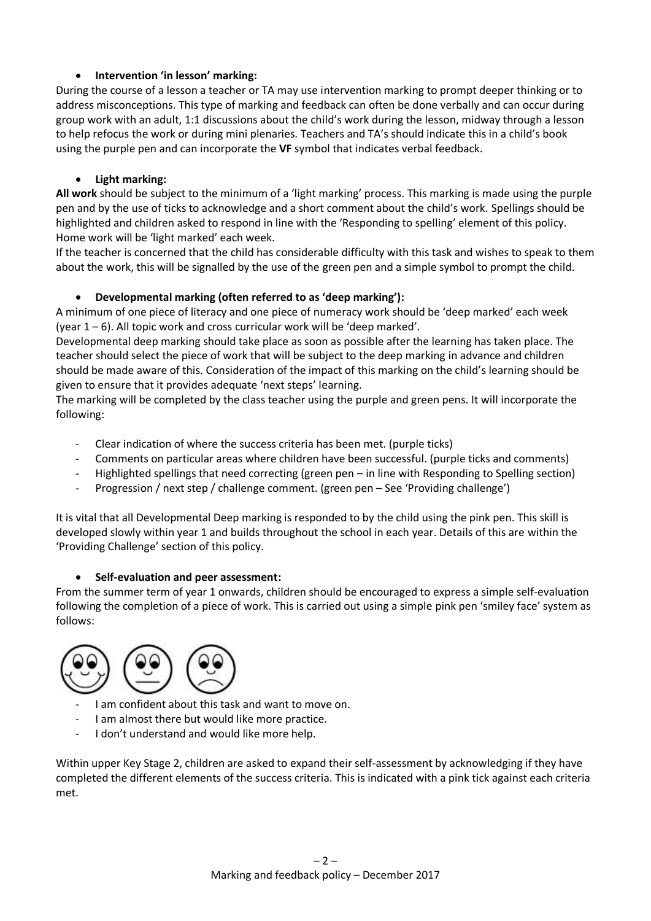- **Intervention 'in lesson' marking:**

During the course of a lesson a teacher or TA may use intervention marking to prompt deeper thinking or to address misconceptions. This type of marking and feedback can often be done verbally and can occur during group work with an adult, 1:1 discussions about the child's work during the lesson, midway through a lesson to help refocus the work or during mini plenaries. Teachers and TA's should indicate this in a child's book using the purple pen and can incorporate the **VF** symbol that indicates verbal feedback.

- **Light marking:**

**All work** should be subject to the minimum of a 'light marking' process. This marking is made using the purple pen and by the use of ticks to acknowledge and a short comment about the child's work. Spellings should be highlighted and children asked to respond in line with the 'Responding to spelling' element of this policy. Home work will be 'light marked' each week.

If the teacher is concerned that the child has considerable difficulty with this task and wishes to speak to them about the work, this will be signalled by the use of the green pen and a simple symbol to prompt the child.

- **Developmental marking (often referred to as 'deep marking'):**

A minimum of one piece of literacy and one piece of numeracy work should be 'deep marked' each week (year 1 – 6). All topic work and cross curricular work will be 'deep marked'.

Developmental deep marking should take place as soon as possible after the learning has taken place. The teacher should select the piece of work that will be subject to the deep marking in advance and children should be made aware of this. Consideration of the impact of this marking on the child's learning should be given to ensure that it provides adequate 'next steps' learning.

The marking will be completed by the class teacher using the purple and green pens. It will incorporate the following:

- Clear indication of where the success criteria has been met. (purple ticks)
- Comments on particular areas where children have been successful. (purple ticks and comments)
- Highlighted spellings that need correcting (green pen – in line with Responding to Spelling section)
- Progression / next step / challenge comment. (green pen – See 'Providing challenge')

It is vital that all Developmental Deep marking is responded to by the child using the pink pen. This skill is developed slowly within year 1 and builds throughout the school in each year. Details of this are within the 'Providing Challenge' section of this policy.

- **Self-evaluation and peer assessment:**

From the summer term of year 1 onwards, children should be encouraged to express a simple self-evaluation following the completion of a piece of work. This is carried out using a simple pink pen 'smiley face' system as follows:

- I am confident about this task and want to move on.
- I am almost there but would like more practice.
- I don't understand and would like more help.

Within upper Key Stage 2, children are asked to expand their self-assessment by acknowledging if they have completed the different elements of the success criteria. This is indicated with a pink tick against each criteria met.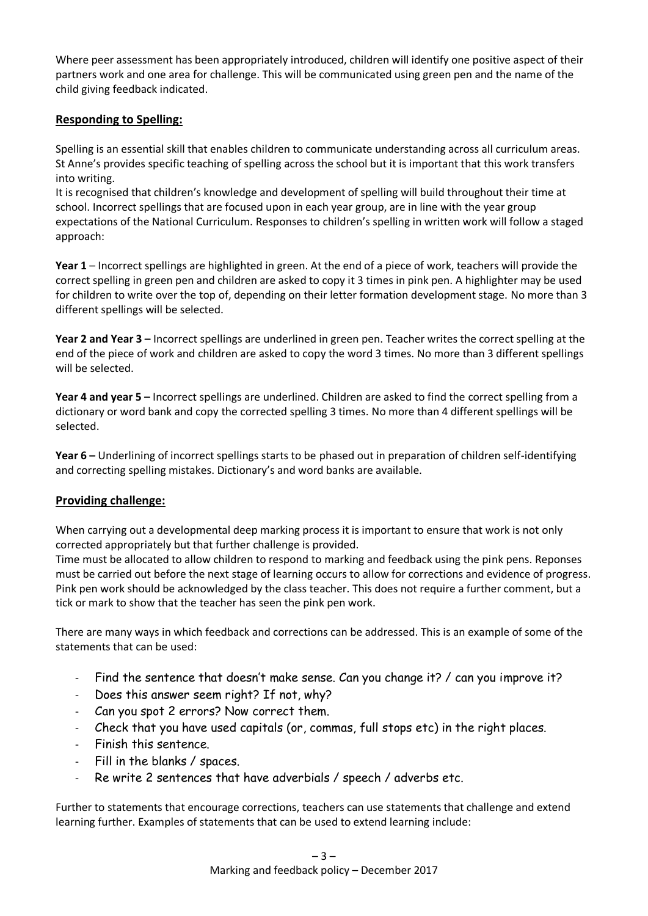Where peer assessment has been appropriately introduced, children will identify one positive aspect of their partners work and one area for challenge. This will be communicated using green pen and the name of the child giving feedback indicated.

## Responding to Spelling:

Spelling is an essential skill that enables children to communicate understanding across all curriculum areas. St Anne's provides specific teaching of spelling across the school but it is important that this work transfers into writing.

It is recognised that children's knowledge and development of spelling will build throughout their time at school. Incorrect spellings that are focused upon in each year group, are in line with the year group expectations of the National Curriculum. Responses to children's spelling in written work will follow a staged approach:

**Year 1** – Incorrect spellings are highlighted in green. At the end of a piece of work, teachers will provide the correct spelling in green pen and children are asked to copy it 3 times in pink pen. A highlighter may be used for children to write over the top of, depending on their letter formation development stage. No more than 3 different spellings will be selected.

**Year 2 and Year 3 –** Incorrect spellings are underlined in green pen. Teacher writes the correct spelling at the end of the piece of work and children are asked to copy the word 3 times. No more than 3 different spellings will be selected.

**Year 4 and year 5 –** Incorrect spellings are underlined. Children are asked to find the correct spelling from a dictionary or word bank and copy the corrected spelling 3 times. No more than 4 different spellings will be selected.

**Year 6 –** Underlining of incorrect spellings starts to be phased out in preparation of children self-identifying and correcting spelling mistakes. Dictionary's and word banks are available.

## Providing challenge:

When carrying out a developmental deep marking process it is important to ensure that work is not only corrected appropriately but that further challenge is provided.

Time must be allocated to allow children to respond to marking and feedback using the pink pens. Reponses must be carried out before the next stage of learning occurs to allow for corrections and evidence of progress. Pink pen work should be acknowledged by the class teacher. This does not require a further comment, but a tick or mark to show that the teacher has seen the pink pen work.

There are many ways in which feedback and corrections can be addressed. This is an example of some of the statements that can be used:

- Find the sentence that doesn't make sense. Can you change it? / can you improve it?
- Does this answer seem right? If not, why?
- Can you spot 2 errors? Now correct them.
- Check that you have used capitals (or, commas, full stops etc) in the right places.
- Finish this sentence.
- Fill in the blanks / spaces.
- Re write 2 sentences that have adverbials / speech / adverbs etc.

Further to statements that encourage corrections, teachers can use statements that challenge and extend learning further. Examples of statements that can be used to extend learning include: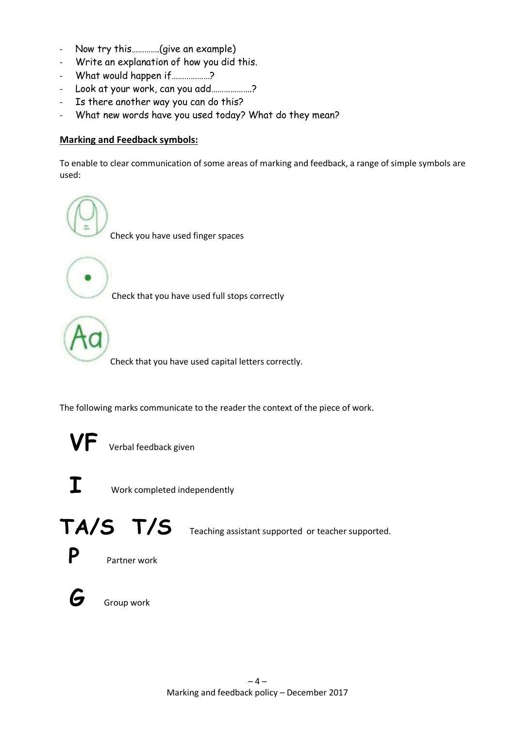- Now try this…………(give an example)
- Write an explanation of how you did this.
- What would happen if………………?
- Look at your work, can you add……………….?
- Is there another way you can do this?
- What new words have you used today? What do they mean?

**Marking and Feedback symbols:**

To enable to clear communication of some areas of marking and feedback, a range of simple symbols are used:

Check you have used finger spaces

Check that you have used full stops correctly

Aa Check that you have used capital letters correctly.

The following marks communicate to the reader the context of the piece of work.

**VF** Verbal feedback given

**I** Work completed independently

**TA/S T/S** Teaching assistant supported or teacher supported.

**P** Partner work

**G** Group work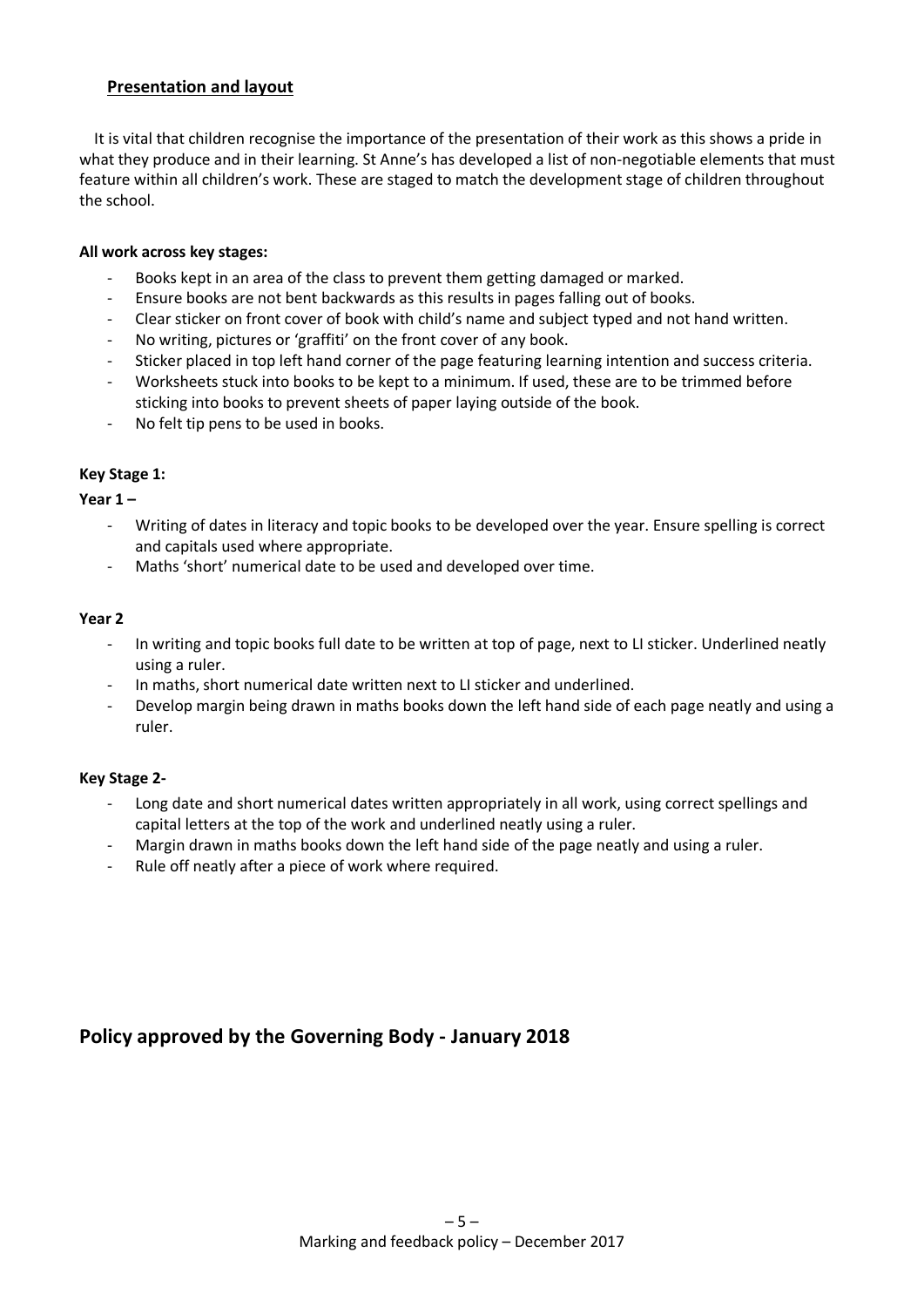## Presentation and layout

It is vital that children recognise the importance of the presentation of their work as this shows a pride in what they produce and in their learning. St Anne's has developed a list of non-negotiable elements that must feature within all children's work. These are staged to match the development stage of children throughout the school.

**All work across key stages:**

- Books kept in an area of the class to prevent them getting damaged or marked.
- Ensure books are not bent backwards as this results in pages falling out of books.
- Clear sticker on front cover of book with child's name and subject typed and not hand written.
- No writing, pictures or 'graffiti' on the front cover of any book.
- Sticker placed in top left hand corner of the page featuring learning intention and success criteria.
- Worksheets stuck into books to be kept to a minimum. If used, these are to be trimmed before sticking into books to prevent sheets of paper laying outside of the book.
- No felt tip pens to be used in books.

**Key Stage 1:**

**Year 1 –**

- Writing of dates in literacy and topic books to be developed over the year. Ensure spelling is correct and capitals used where appropriate.
- Maths 'short' numerical date to be used and developed over time.

**Year 2**

- In writing and topic books full date to be written at top of page, next to LI sticker. Underlined neatly using a ruler.
- In maths, short numerical date written next to LI sticker and underlined.
- Develop margin being drawn in maths books down the left hand side of each page neatly and using a ruler.

**Key Stage 2-**

- Long date and short numerical dates written appropriately in all work, using correct spellings and capital letters at the top of the work and underlined neatly using a ruler.
- Margin drawn in maths books down the left hand side of the page neatly and using a ruler.
- Rule off neatly after a piece of work where required.

## Policy approved by the Governing Body - January 2018